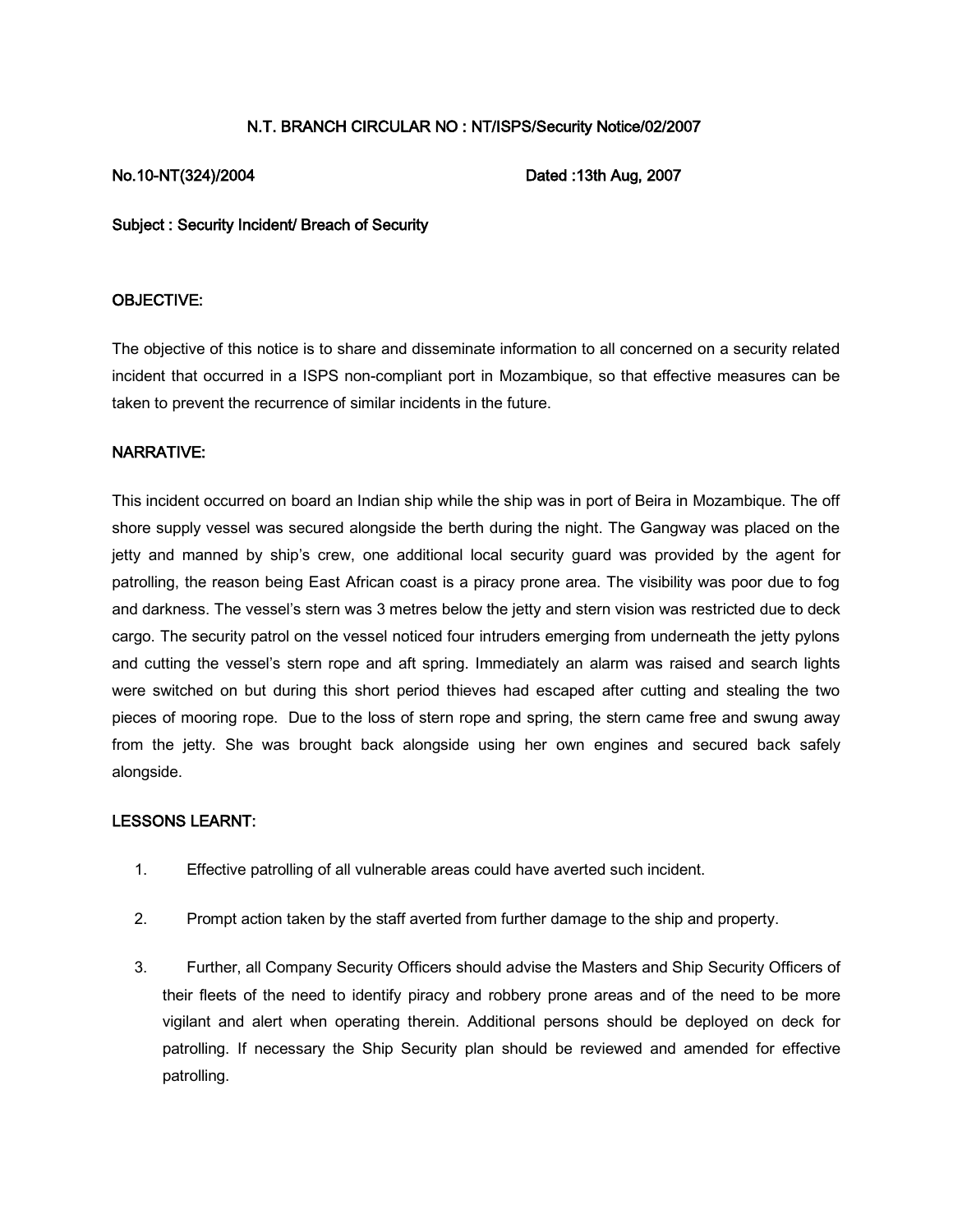**N.T. BRANCH CIRCULAR NO : NT/ISPS/Security Notice/02/2007**

**No.10-NT(324)/2004** **Dated :13th Aug, 2007**

**Subject : Security Incident/ Breach of Security**

## OBJECTIVE:

The objective of this notice is to share and disseminate information to all concerned on a security related incident that occurred in a ISPS non-compliant port in Mozambique, so that effective measures can be taken to prevent the recurrence of similar incidents in the future.

## NARRATIVE:

This incident occurred on board an Indian ship while the ship was in port of Beira in Mozambique. The off shore supply vessel was secured alongside the berth during the night. The Gangway was placed on the jetty and manned by ship's crew, one additional local security guard was provided by the agent for patrolling, the reason being East African coast is a piracy prone area. The visibility was poor due to fog and darkness. The vessel's stern was 3 metres below the jetty and stern vision was restricted due to deck cargo. The security patrol on the vessel noticed four intruders emerging from underneath the jetty pylons and cutting the vessel's stern rope and aft spring. Immediately an alarm was raised and search lights were switched on but during this short period thieves had escaped after cutting and stealing the two pieces of mooring rope. Due to the loss of stern rope and spring, the stern came free and swung away from the jetty. She was brought back alongside using her own engines and secured back safely alongside.

## LESSONS LEARNT:

1. Effective patrolling of all vulnerable areas could have averted such incident.

2. Prompt action taken by the staff averted from further damage to the ship and property.

3. Further, all Company Security Officers should advise the Masters and Ship Security Officers of their fleets of the need to identify piracy and robbery prone areas and of the need to be more vigilant and alert when operating therein. Additional persons should be deployed on deck for patrolling. If necessary the Ship Security plan should be reviewed and amended for effective patrolling.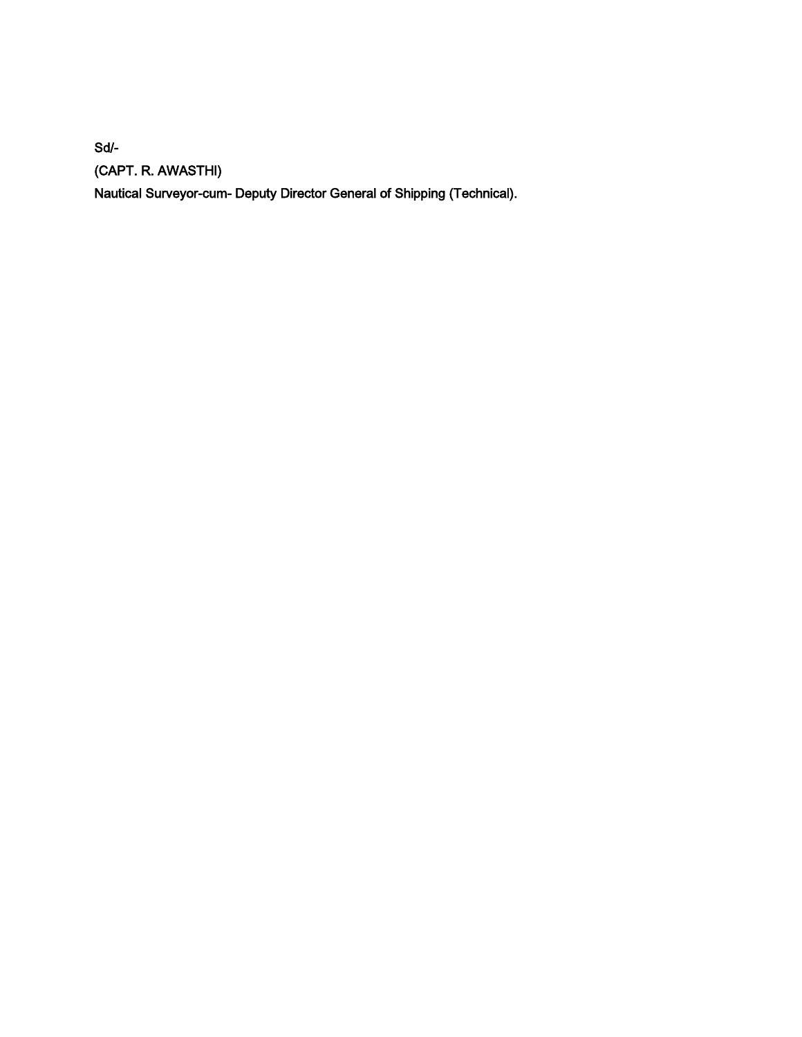Sd/-

(CAPT. R. AWASTHI)

Nautical Surveyor-cum- Deputy Director General of Shipping (Technical).